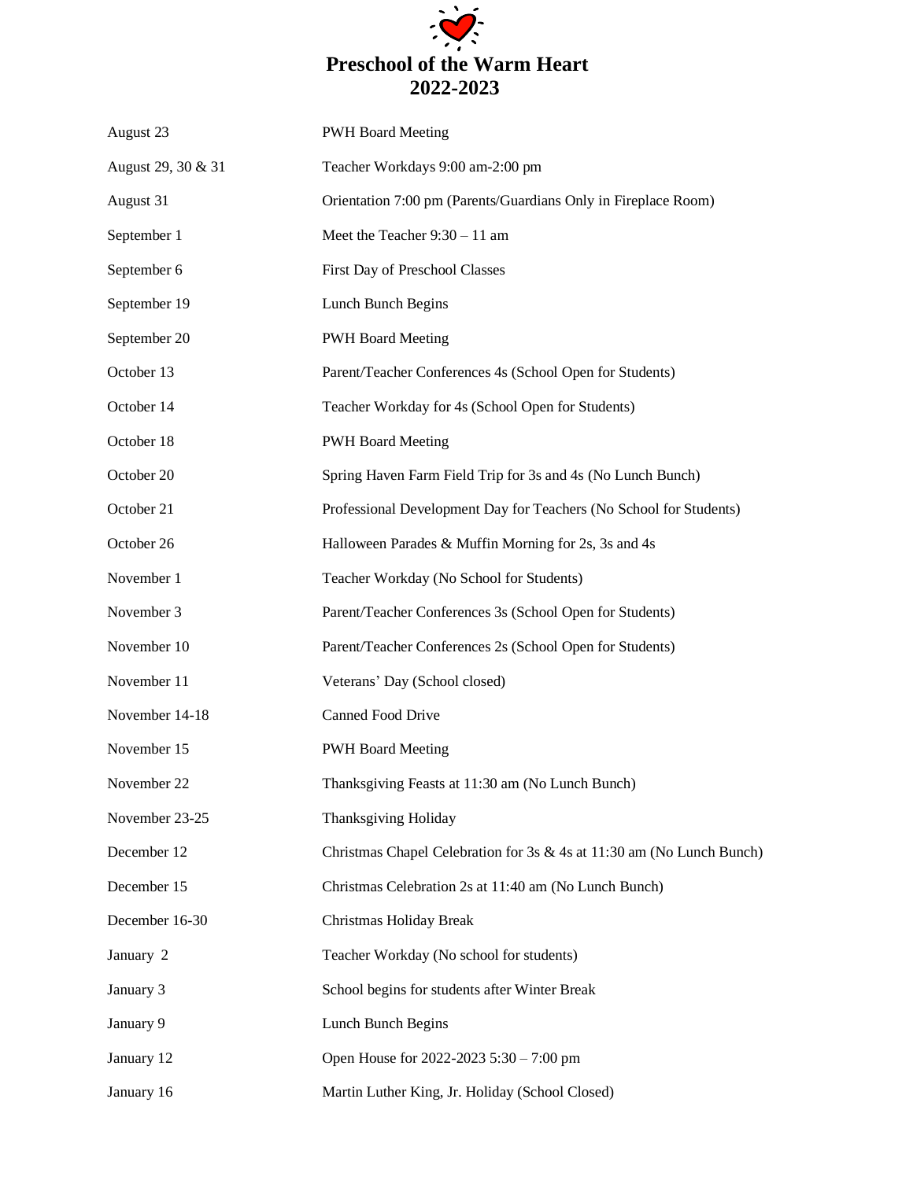# Preschool of the Warm Heart
## 2022-2023

| | |
|---|---|
| August 23 | PWH Board Meeting |
| August 29, 30 & 31 | Teacher Workdays 9:00 am-2:00 pm |
| August 31 | Orientation 7:00 pm (Parents/Guardians Only in Fireplace Room) |
| September 1 | Meet the Teacher 9:30 – 11 am |
| September 6 | First Day of Preschool Classes |
| September 19 | Lunch Bunch Begins |
| September 20 | PWH Board Meeting |
| October 13 | Parent/Teacher Conferences 4s (School Open for Students) |
| October 14 | Teacher Workday for 4s (School Open for Students) |
| October 18 | PWH Board Meeting |
| October 20 | Spring Haven Farm Field Trip for 3s and 4s (No Lunch Bunch) |
| October 21 | Professional Development Day for Teachers (No School for Students) |
| October 26 | Halloween Parades & Muffin Morning for 2s, 3s and 4s |
| November 1 | Teacher Workday (No School for Students) |
| November 3 | Parent/Teacher Conferences 3s (School Open for Students) |
| November 10 | Parent/Teacher Conferences 2s (School Open for Students) |
| November 11 | Veterans' Day (School closed) |
| November 14-18 | Canned Food Drive |
| November 15 | PWH Board Meeting |
| November 22 | Thanksgiving Feasts at 11:30 am (No Lunch Bunch) |
| November 23-25 | Thanksgiving Holiday |
| December 12 | Christmas Chapel Celebration for 3s & 4s at 11:30 am (No Lunch Bunch) |
| December 15 | Christmas Celebration 2s at 11:40 am (No Lunch Bunch) |
| December 16-30 | Christmas Holiday Break |
| January 2 | Teacher Workday (No school for students) |
| January 3 | School begins for students after Winter Break |
| January 9 | Lunch Bunch Begins |
| January 12 | Open House for 2022-2023 5:30 – 7:00 pm |
| January 16 | Martin Luther King, Jr. Holiday (School Closed) |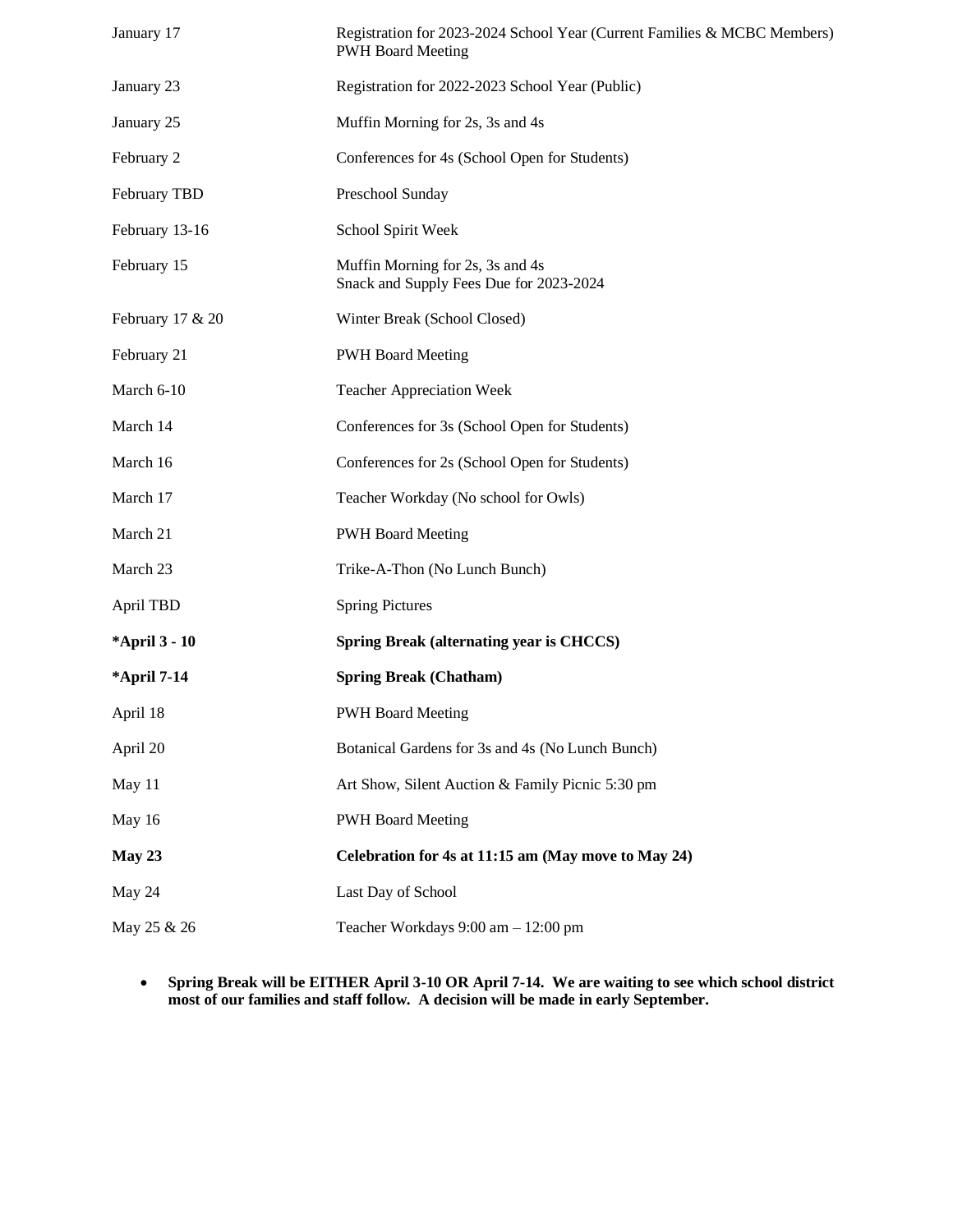| | |
|---|---|
| January 17 | Registration for 2023-2024 School Year (Current Families & MCBC Members)<br>PWH Board Meeting |
| January 23 | Registration for 2022-2023 School Year (Public) |
| January 25 | Muffin Morning for 2s, 3s and 4s |
| February 2 | Conferences for 4s (School Open for Students) |
| February TBD | Preschool Sunday |
| February 13-16 | School Spirit Week |
| February 15 | Muffin Morning for 2s, 3s and 4s<br>Snack and Supply Fees Due for 2023-2024 |
| February 17 & 20 | Winter Break (School Closed) |
| February 21 | PWH Board Meeting |
| March 6-10 | Teacher Appreciation Week |
| March 14 | Conferences for 3s (School Open for Students) |
| March 16 | Conferences for 2s (School Open for Students) |
| March 17 | Teacher Workday (No school for Owls) |
| March 21 | PWH Board Meeting |
| March 23 | Trike-A-Thon (No Lunch Bunch) |
| April TBD | Spring Pictures |
| **\*April 3 - 10** | **Spring Break (alternating year is CHCCS)** |
| **\*April 7-14** | **Spring Break (Chatham)** |
| April 18 | PWH Board Meeting |
| April 20 | Botanical Gardens for 3s and 4s (No Lunch Bunch) |
| May 11 | Art Show, Silent Auction & Family Picnic 5:30 pm |
| May 16 | PWH Board Meeting |
| **May 23** | **Celebration for 4s at 11:15 am (May move to May 24)** |
| May 24 | Last Day of School |
| May 25 & 26 | Teacher Workdays 9:00 am – 12:00 pm |

- **Spring Break will be EITHER April 3-10 OR April 7-14. We are waiting to see which school district most of our families and staff follow. A decision will be made in early September.**